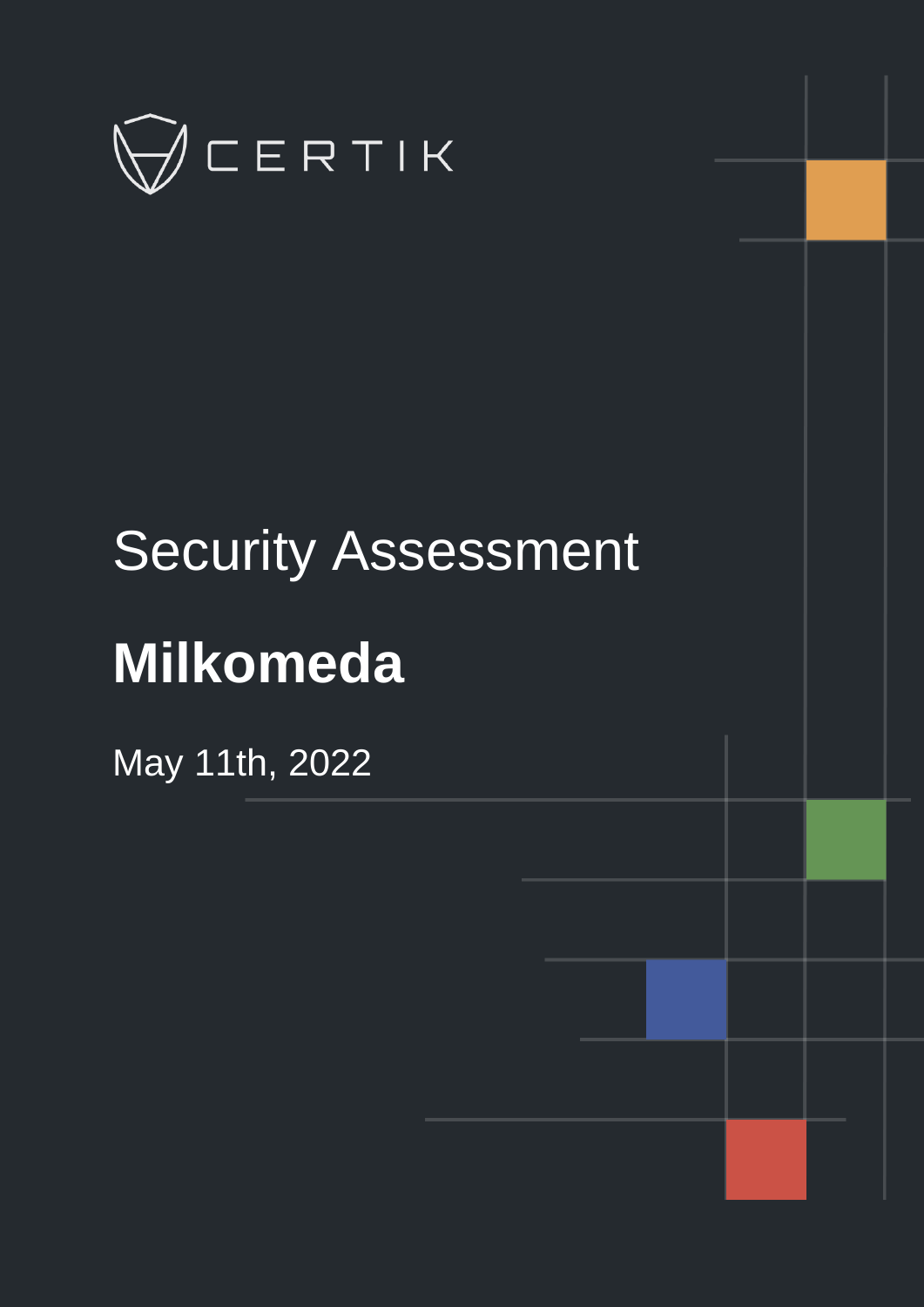CERTIK

# Security Assessment

# Milkomeda

May 11th, 2022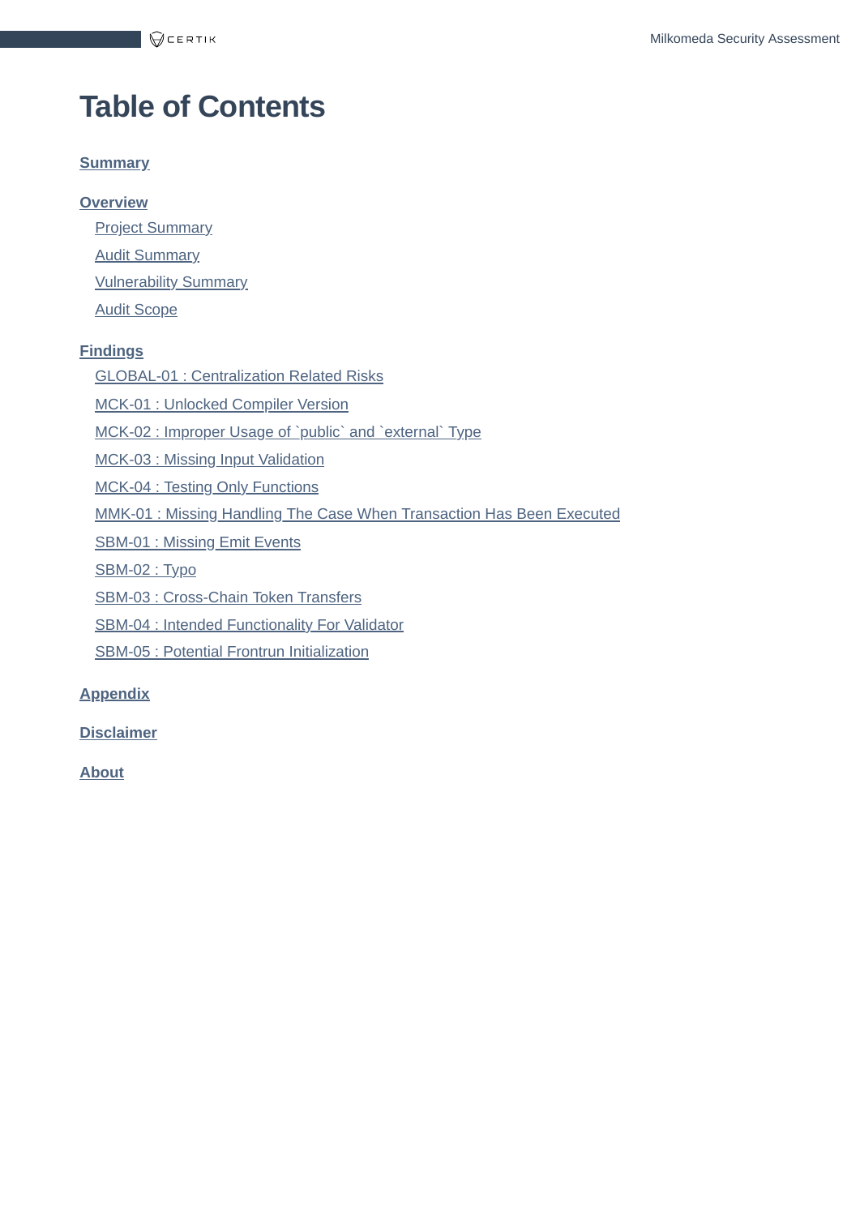# Table of Contents

**Summary**

**Overview**

- Project Summary
- Audit Summary
- Vulnerability Summary
- Audit Scope

**Findings**

- GLOBAL-01 : Centralization Related Risks
- MCK-01 : Unlocked Compiler Version
- MCK-02 : Improper Usage of `public` and `external` Type
- MCK-03 : Missing Input Validation
- MCK-04 : Testing Only Functions
- MMK-01 : Missing Handling The Case When Transaction Has Been Executed
- SBM-01 : Missing Emit Events
- SBM-02 : Typo
- SBM-03 : Cross-Chain Token Transfers
- SBM-04 : Intended Functionality For Validator
- SBM-05 : Potential Frontrun Initialization

**Appendix**

**Disclaimer**

**About**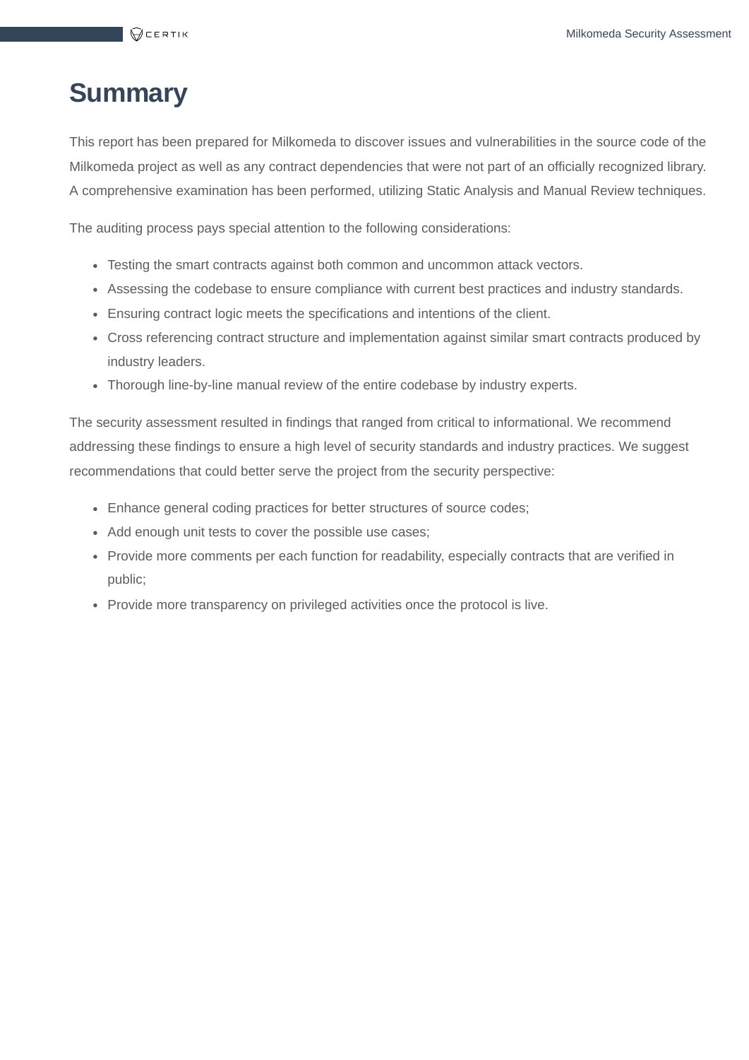# Summary

This report has been prepared for Milkomeda to discover issues and vulnerabilities in the source code of the Milkomeda project as well as any contract dependencies that were not part of an officially recognized library. A comprehensive examination has been performed, utilizing Static Analysis and Manual Review techniques.

The auditing process pays special attention to the following considerations:

- Testing the smart contracts against both common and uncommon attack vectors.
- Assessing the codebase to ensure compliance with current best practices and industry standards.
- Ensuring contract logic meets the specifications and intentions of the client.
- Cross referencing contract structure and implementation against similar smart contracts produced by industry leaders.
- Thorough line-by-line manual review of the entire codebase by industry experts.

The security assessment resulted in findings that ranged from critical to informational. We recommend addressing these findings to ensure a high level of security standards and industry practices. We suggest recommendations that could better serve the project from the security perspective:

- Enhance general coding practices for better structures of source codes;
- Add enough unit tests to cover the possible use cases;
- Provide more comments per each function for readability, especially contracts that are verified in public;
- Provide more transparency on privileged activities once the protocol is live.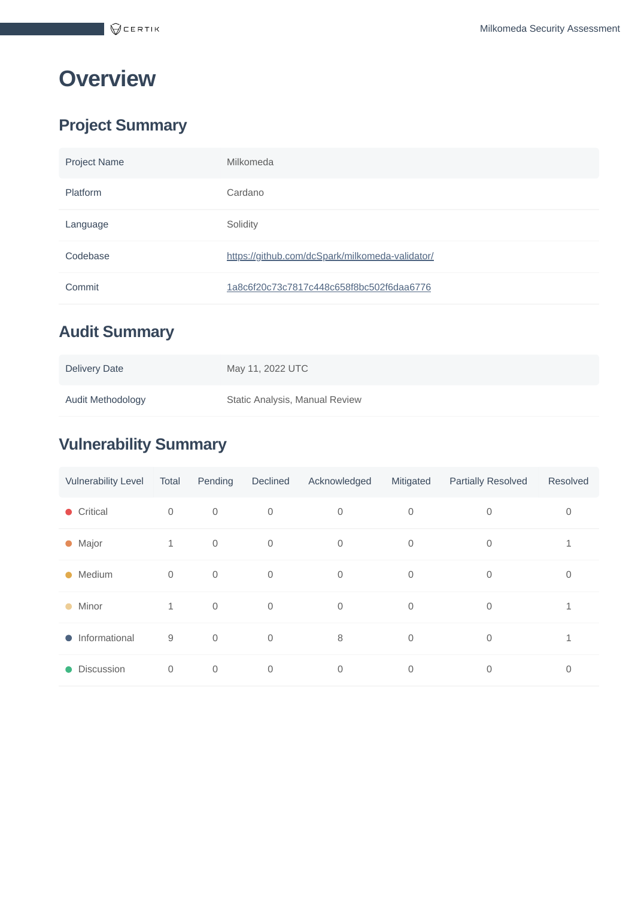# Overview

## Project Summary

| Project Name | Milkomeda |
|---|---|
| Platform | Cardano |
| Language | Solidity |
| Codebase | https://github.com/dcSpark/milkomeda-validator/ |
| Commit | 1a8c6f20c73c7817c448c658f8bc502f6daa6776 |

## Audit Summary

| Delivery Date | May 11, 2022 UTC |
|---|---|
| Audit Methodology | Static Analysis, Manual Review |

## Vulnerability Summary

| Vulnerability Level | Total | Pending | Declined | Acknowledged | Mitigated | Partially Resolved | Resolved |
|---|---|---|---|---|---|---|---|
| Critical | 0 | 0 | 0 | 0 | 0 | 0 | 0 |
| Major | 1 | 0 | 0 | 0 | 0 | 0 | 1 |
| Medium | 0 | 0 | 0 | 0 | 0 | 0 | 0 |
| Minor | 1 | 0 | 0 | 0 | 0 | 0 | 1 |
| Informational | 9 | 0 | 0 | 8 | 0 | 0 | 1 |
| Discussion | 0 | 0 | 0 | 0 | 0 | 0 | 0 |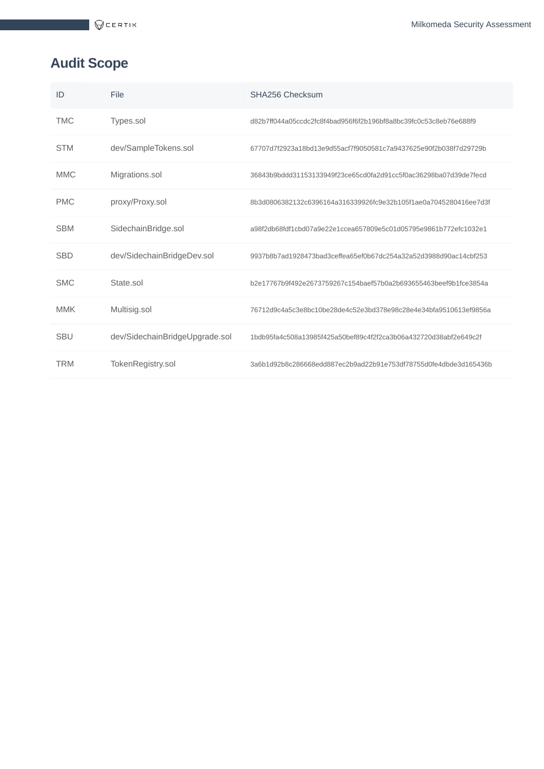## Audit Scope

| ID | File | SHA256 Checksum |
|---|---|---|
| TMC | Types.sol | d82b7ff044a05ccdc2fc8f4bad956f6f2b196bf8a8bc39fc0c53c8eb76e688f9 |
| STM | dev/SampleTokens.sol | 67707d7f2923a18bd13e9d55acf7f9050581c7a9437625e90f2b038f7d29729b |
| MMC | Migrations.sol | 36843b9bddd31153133949f23ce65cd0fa2d91cc5f0ac36298ba07d39de7fecd |
| PMC | proxy/Proxy.sol | 8b3d0806382132c6396164a316339926fc9e32b105f1ae0a7045280416ee7d3f |
| SBM | SidechainBridge.sol | a98f2db68fdf1cbd07a9e22e1ccea657809e5c01d05795e9861b772efc1032e1 |
| SBD | dev/SidechainBridgeDev.sol | 9937b8b7ad1928473bad3ceffea65ef0b67dc254a32a52d3988d90ac14cbf253 |
| SMC | State.sol | b2e17767b9f492e2673759267c154baef57b0a2b693655463beef9b1fce3854a |
| MMK | Multisig.sol | 76712d9c4a5c3e8bc10be28de4c52e3bd378e98c28e4e34bfa9510613ef9856a |
| SBU | dev/SidechainBridgeUpgrade.sol | 1bdb95fa4c508a13985f425a50bef89c4f2f2ca3b06a432720d38abf2e649c2f |
| TRM | TokenRegistry.sol | 3a6b1d92b8c286668edd887ec2b9ad22b91e753df78755d0fe4dbde3d165436b |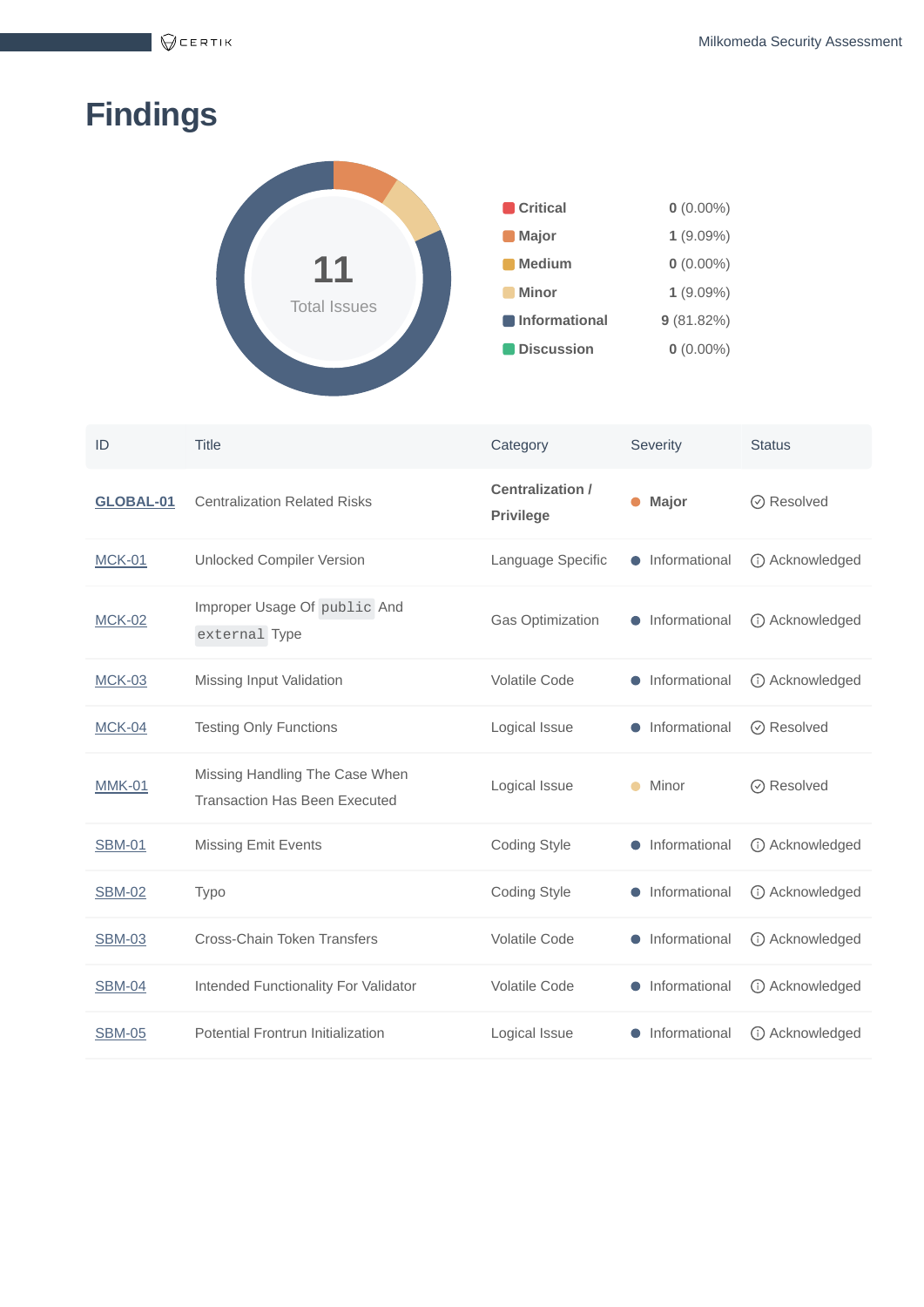# Findings

**11**
Total Issues

| Severity | Count |
| --- | --- |
| **Critical** | **0** (0.00%) |
| **Major** | **1** (9.09%) |
| **Medium** | **0** (0.00%) |
| **Minor** | **1** (9.09%) |
| **Informational** | **9** (81.82%) |
| **Discussion** | **0** (0.00%) |

| ID | Title | Category | Severity | Status |
| --- | --- | --- | --- | --- |
| **GLOBAL-01** | Centralization Related Risks | **Centralization / Privilege** | **Major** | Resolved |
| MCK-01 | Unlocked Compiler Version | Language Specific | Informational | Acknowledged |
| MCK-02 | Improper Usage Of `public` And `external` Type | Gas Optimization | Informational | Acknowledged |
| MCK-03 | Missing Input Validation | Volatile Code | Informational | Acknowledged |
| MCK-04 | Testing Only Functions | Logical Issue | Informational | Resolved |
| MMK-01 | Missing Handling The Case When Transaction Has Been Executed | Logical Issue | Minor | Resolved |
| SBM-01 | Missing Emit Events | Coding Style | Informational | Acknowledged |
| SBM-02 | Typo | Coding Style | Informational | Acknowledged |
| SBM-03 | Cross-Chain Token Transfers | Volatile Code | Informational | Acknowledged |
| SBM-04 | Intended Functionality For Validator | Volatile Code | Informational | Acknowledged |
| SBM-05 | Potential Frontrun Initialization | Logical Issue | Informational | Acknowledged |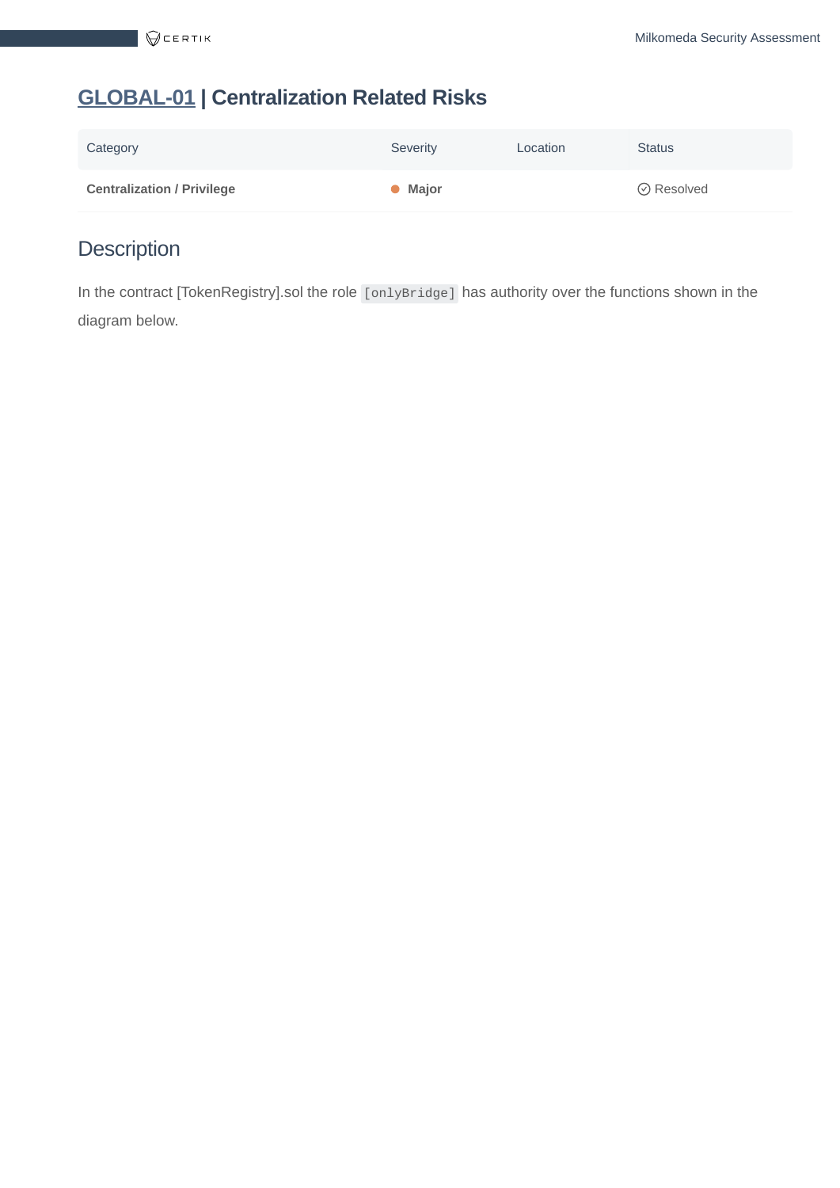## GLOBAL-01 | Centralization Related Risks

| Category | Severity | Location | Status |
| --- | --- | --- | --- |
| **Centralization / Privilege** | ● **Major** | | Resolved |

### Description

In the contract [TokenRegistry].sol the role `[onlyBridge]` has authority over the functions shown in the diagram below.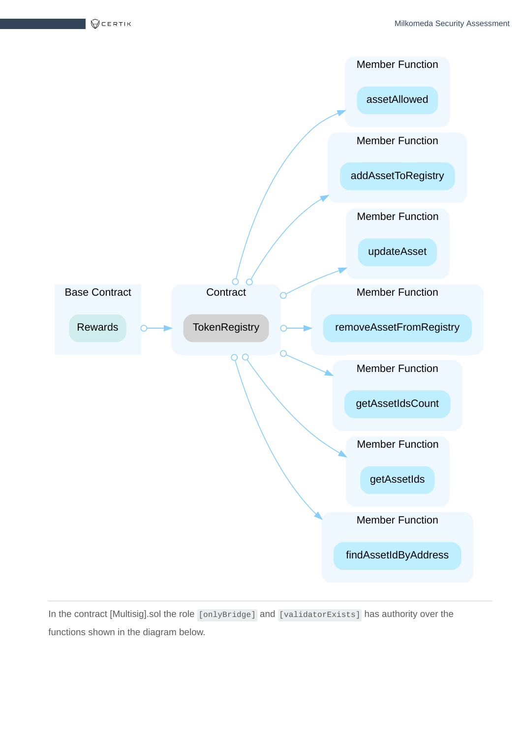Base Contract

Rewards

Contract

TokenRegistry

Member Function

assetAllowed

Member Function

addAssetToRegistry

Member Function

updateAsset

Member Function

removeAssetFromRegistry

Member Function

getAssetIdsCount

Member Function

getAssetIds

Member Function

findAssetIdByAddress

---

In the contract [Multisig].sol the role `[onlyBridge]` and `[validatorExists]` has authority over the functions shown in the diagram below.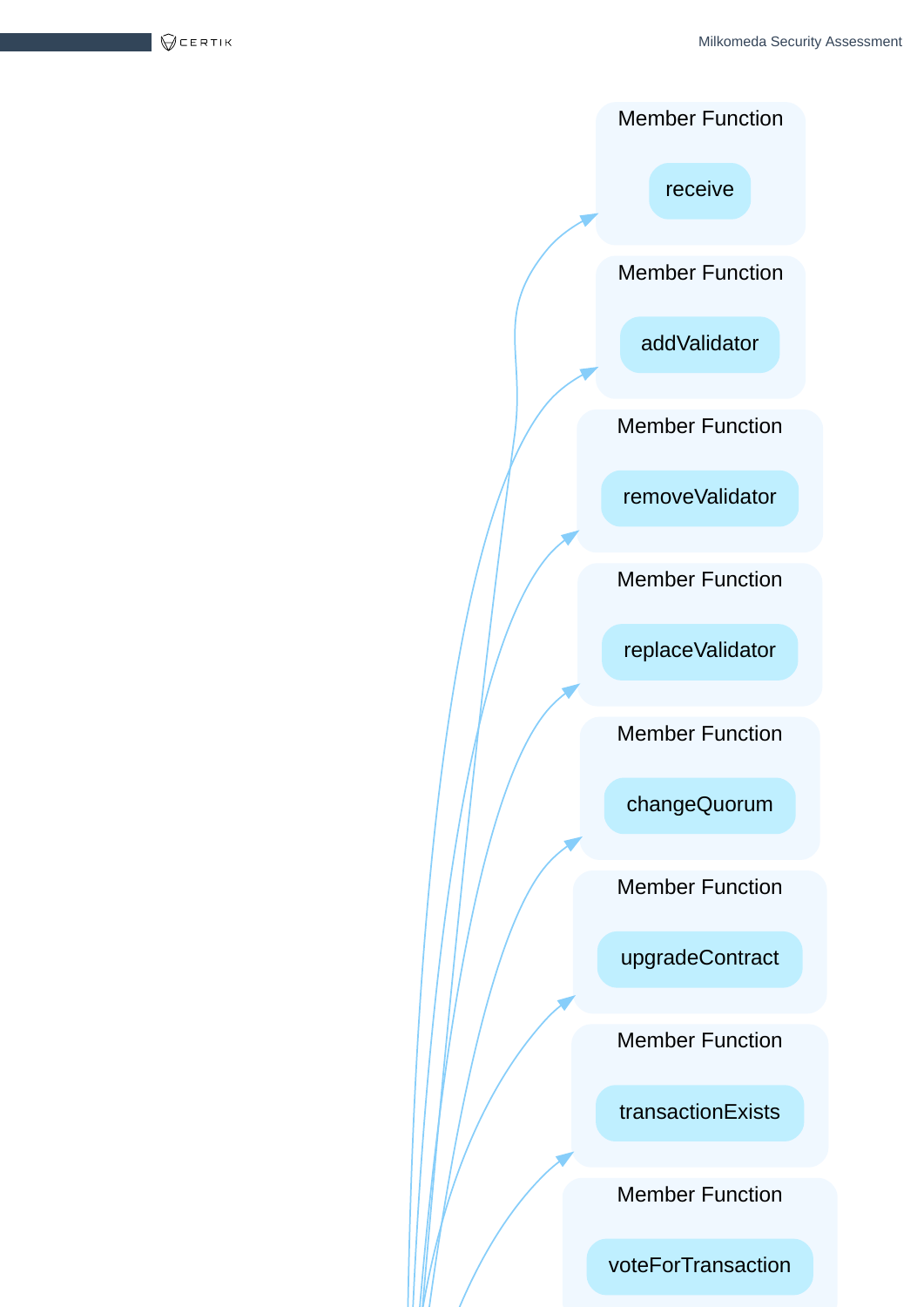Member Function

receive

Member Function

addValidator

Member Function

removeValidator

Member Function

replaceValidator

Member Function

changeQuorum

Member Function

upgradeContract

Member Function

transactionExists

Member Function

voteForTransaction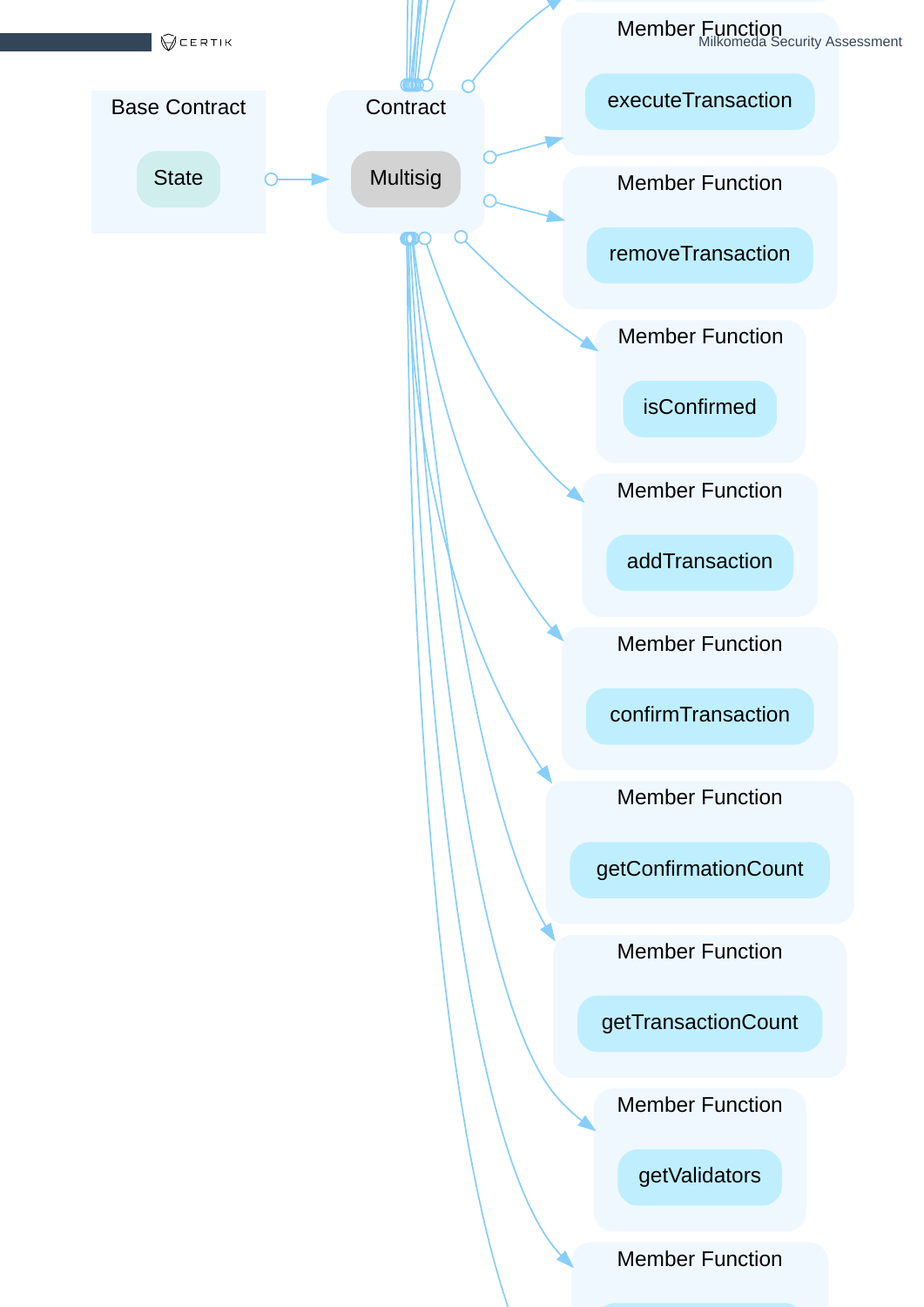Base Contract

State

Contract

Multisig

Member Function

executeTransaction

Member Function

removeTransaction

Member Function

isConfirmed

Member Function

addTransaction

Member Function

confirmTransaction

Member Function

getConfirmationCount

Member Function

getTransactionCount

Member Function

getValidators

Member Function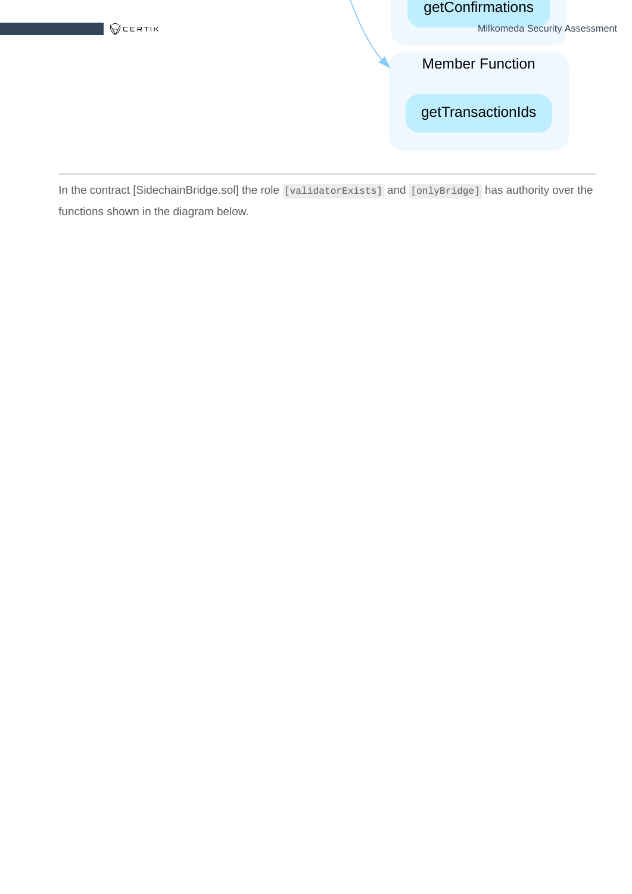getConfirmations

Member Function

getTransactionIds

---

In the contract [SidechainBridge.sol] the role `[validatorExists]` and `[onlyBridge]` has authority over the functions shown in the diagram below.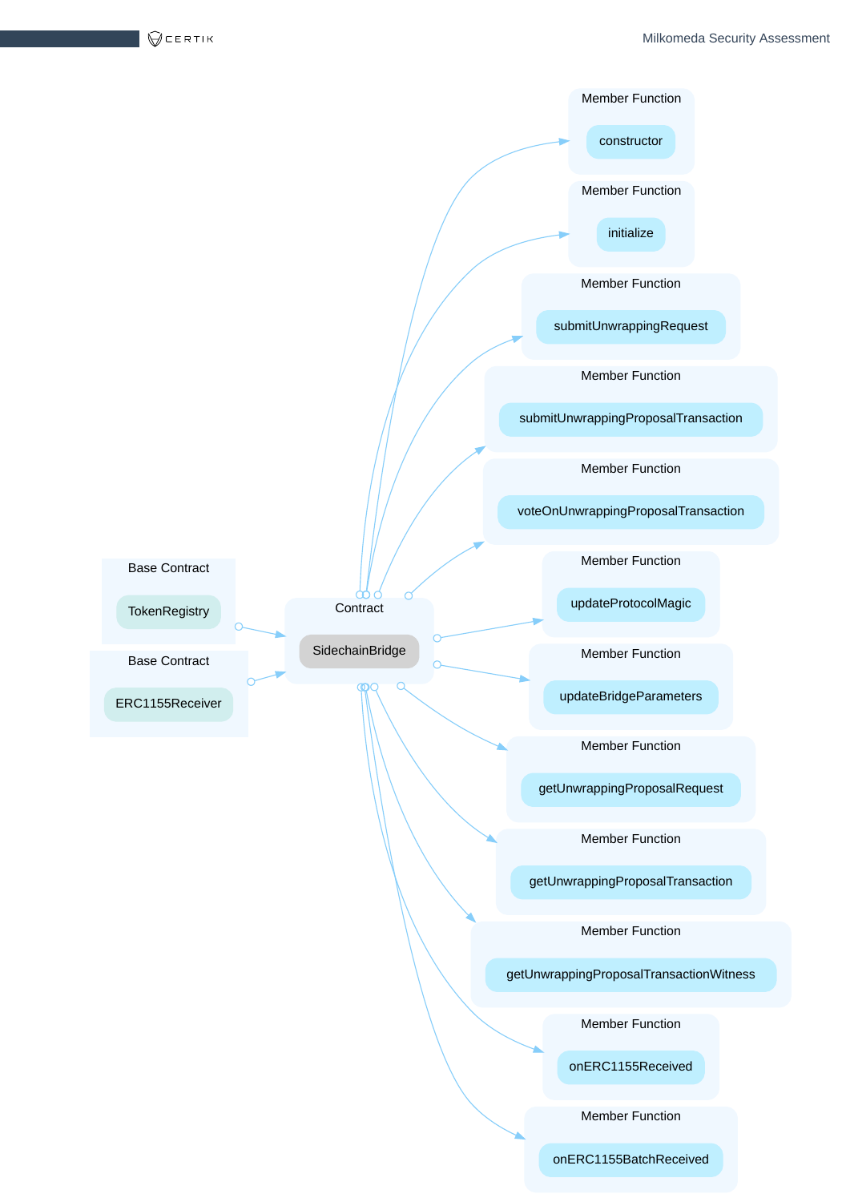Base Contract

TokenRegistry

Base Contract

ERC1155Receiver

Contract

SidechainBridge

Member Function

constructor

Member Function

initialize

Member Function

submitUnwrappingRequest

Member Function

submitUnwrappingProposalTransaction

Member Function

voteOnUnwrappingProposalTransaction

Member Function

updateProtocolMagic

Member Function

updateBridgeParameters

Member Function

getUnwrappingProposalRequest

Member Function

getUnwrappingProposalTransaction

Member Function

getUnwrappingProposalTransactionWitness

Member Function

onERC1155Received

Member Function

onERC1155BatchReceived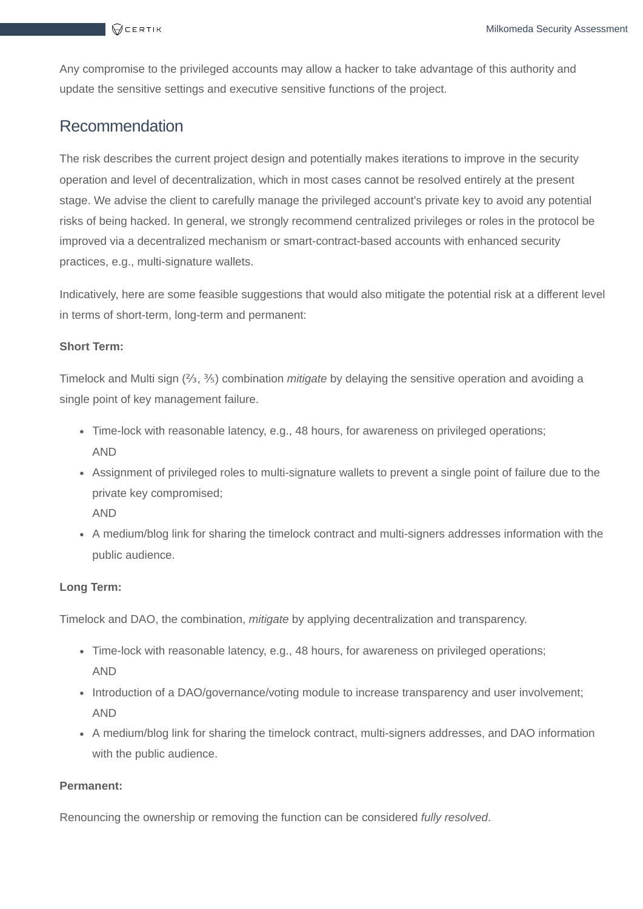Any compromise to the privileged accounts may allow a hacker to take advantage of this authority and update the sensitive settings and executive sensitive functions of the project.

## Recommendation

The risk describes the current project design and potentially makes iterations to improve in the security operation and level of decentralization, which in most cases cannot be resolved entirely at the present stage. We advise the client to carefully manage the privileged account's private key to avoid any potential risks of being hacked. In general, we strongly recommend centralized privileges or roles in the protocol be improved via a decentralized mechanism or smart-contract-based accounts with enhanced security practices, e.g., multi-signature wallets.

Indicatively, here are some feasible suggestions that would also mitigate the potential risk at a different level in terms of short-term, long-term and permanent:

**Short Term:**

Timelock and Multi sign (⅔, ⅗) combination *mitigate* by delaying the sensitive operation and avoiding a single point of key management failure.

- Time-lock with reasonable latency, e.g., 48 hours, for awareness on privileged operations;
  AND
- Assignment of privileged roles to multi-signature wallets to prevent a single point of failure due to the private key compromised;
  AND
- A medium/blog link for sharing the timelock contract and multi-signers addresses information with the public audience.

**Long Term:**

Timelock and DAO, the combination, *mitigate* by applying decentralization and transparency.

- Time-lock with reasonable latency, e.g., 48 hours, for awareness on privileged operations;
  AND
- Introduction of a DAO/governance/voting module to increase transparency and user involvement;
  AND
- A medium/blog link for sharing the timelock contract, multi-signers addresses, and DAO information with the public audience.

**Permanent:**

Renouncing the ownership or removing the function can be considered *fully resolved*.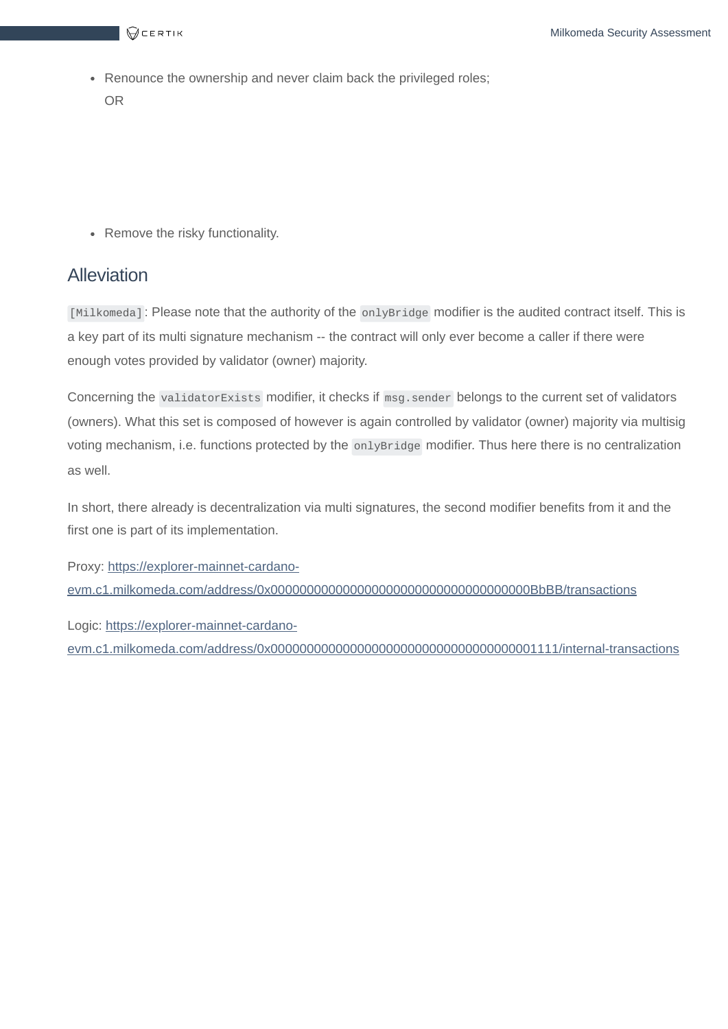- Renounce the ownership and never claim back the privileged roles;
  OR

- Remove the risky functionality.

## Alleviation

`[Milkomeda]`: Please note that the authority of the `onlyBridge` modifier is the audited contract itself. This is a key part of its multi signature mechanism -- the contract will only ever become a caller if there were enough votes provided by validator (owner) majority.

Concerning the `validatorExists` modifier, it checks if `msg.sender` belongs to the current set of validators (owners). What this set is composed of however is again controlled by validator (owner) majority via multisig voting mechanism, i.e. functions protected by the `onlyBridge` modifier. Thus here there is no centralization as well.

In short, there already is decentralization via multi signatures, the second modifier benefits from it and the first one is part of its implementation.

Proxy: [https://explorer-mainnet-cardano-evm.c1.milkomeda.com/address/0x000000000000000000000000000000000000BbBB/transactions](https://explorer-mainnet-cardano-evm.c1.milkomeda.com/address/0x000000000000000000000000000000000000BbBB/transactions)

Logic: [https://explorer-mainnet-cardano-evm.c1.milkomeda.com/address/0x0000000000000000000000000000000000001111/internal-transactions](https://explorer-mainnet-cardano-evm.c1.milkomeda.com/address/0x0000000000000000000000000000000000001111/internal-transactions)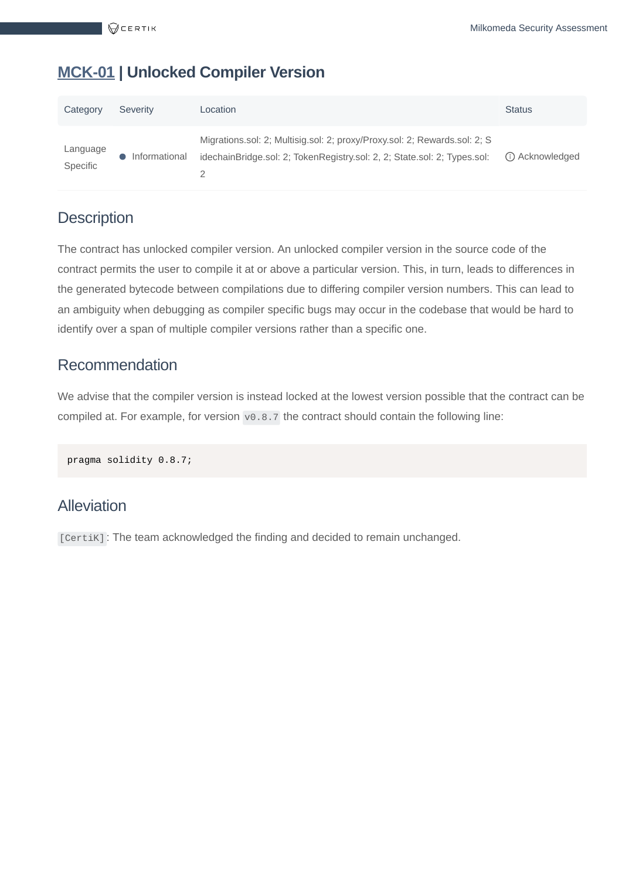## MCK-01 | Unlocked Compiler Version

| Category | Severity | Location | Status |
|---|---|---|---|
| Language Specific | Informational | Migrations.sol: 2; Multisig.sol: 2; proxy/Proxy.sol: 2; Rewards.sol: 2; SidechainBridge.sol: 2; TokenRegistry.sol: 2, 2; State.sol: 2; Types.sol: 2 | Acknowledged |

### Description

The contract has unlocked compiler version. An unlocked compiler version in the source code of the contract permits the user to compile it at or above a particular version. This, in turn, leads to differences in the generated bytecode between compilations due to differing compiler version numbers. This can lead to an ambiguity when debugging as compiler specific bugs may occur in the codebase that would be hard to identify over a span of multiple compiler versions rather than a specific one.

### Recommendation

We advise that the compiler version is instead locked at the lowest version possible that the contract can be compiled at. For example, for version `v0.8.7` the contract should contain the following line:

```
pragma solidity 0.8.7;
```

### Alleviation

`[CertiK]`: The team acknowledged the finding and decided to remain unchanged.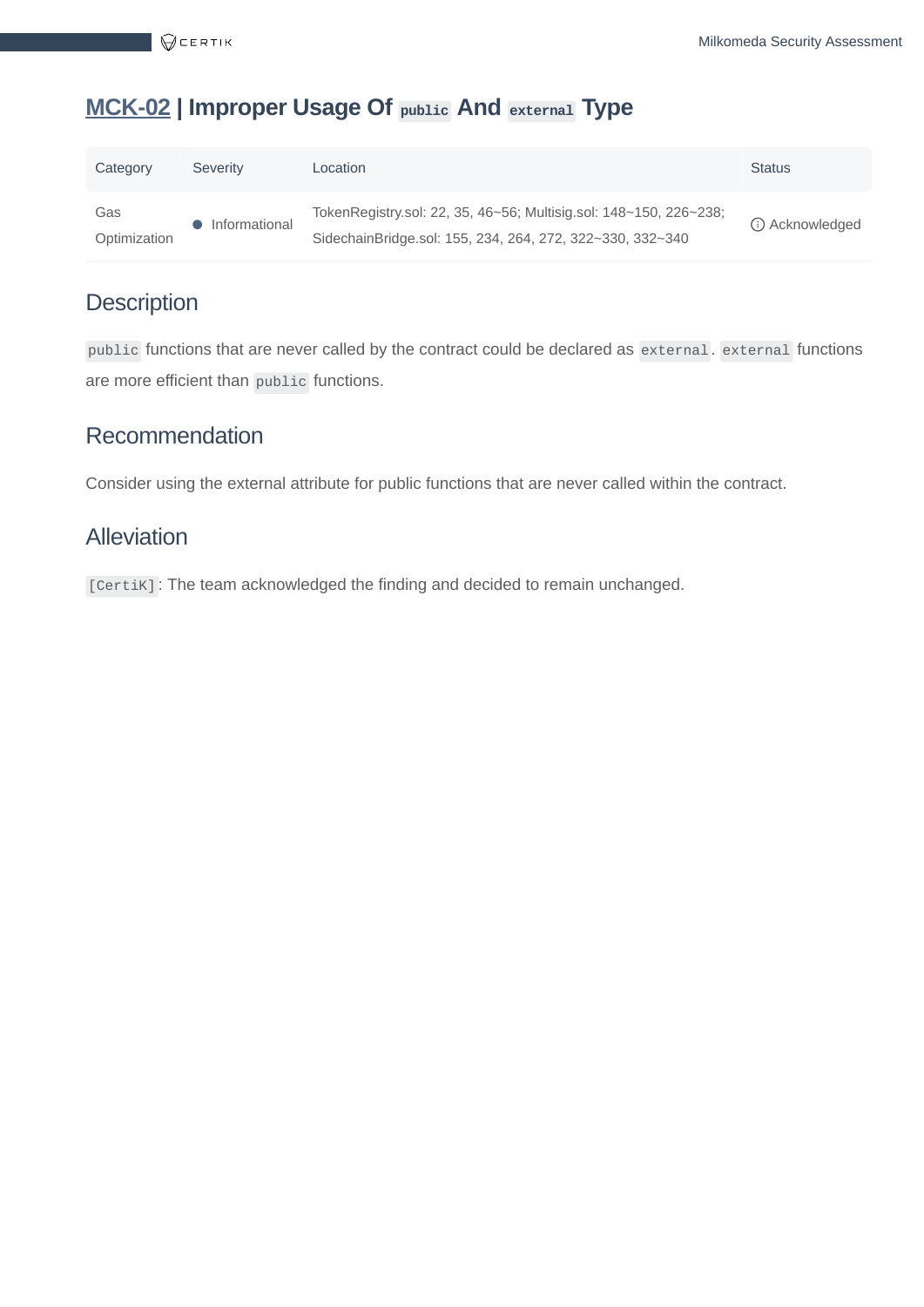## MCK-02 | Improper Usage Of `public` And `external` Type

| Category | Severity | Location | Status |
|---|---|---|---|
| Gas Optimization | Informational | TokenRegistry.sol: 22, 35, 46~56; Multisig.sol: 148~150, 226~238; SidechainBridge.sol: 155, 234, 264, 272, 322~330, 332~340 | Acknowledged |

### Description

`public` functions that are never called by the contract could be declared as `external`. `external` functions are more efficient than `public` functions.

### Recommendation

Consider using the external attribute for public functions that are never called within the contract.

### Alleviation

`[CertiK]`: The team acknowledged the finding and decided to remain unchanged.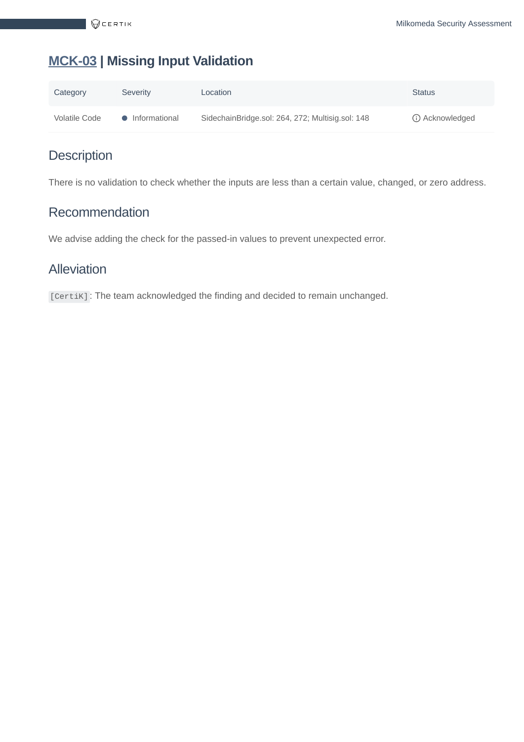# MCK-03 | Missing Input Validation

| Category | Severity | Location | Status |
| --- | --- | --- | --- |
| Volatile Code | Informational | SidechainBridge.sol: 264, 272; Multisig.sol: 148 | Acknowledged |

## Description

There is no validation to check whether the inputs are less than a certain value, changed, or zero address.

## Recommendation

We advise adding the check for the passed-in values to prevent unexpected error.

## Alleviation

`[CertiK]`: The team acknowledged the finding and decided to remain unchanged.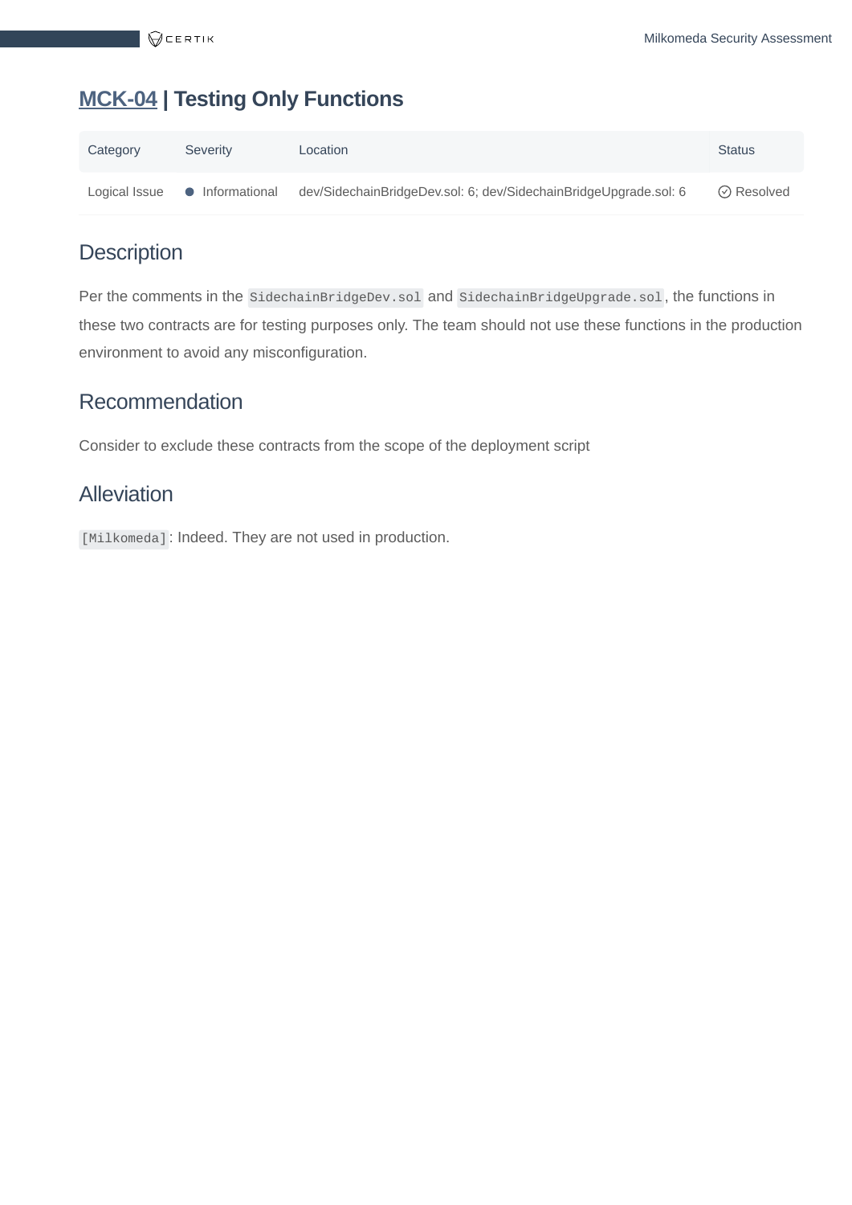## MCK-04 | Testing Only Functions

| Category | Severity | Location | Status |
| --- | --- | --- | --- |
| Logical Issue | Informational | dev/SidechainBridgeDev.sol: 6; dev/SidechainBridgeUpgrade.sol: 6 | Resolved |

### Description

Per the comments in the `SidechainBridgeDev.sol` and `SidechainBridgeUpgrade.sol`, the functions in these two contracts are for testing purposes only. The team should not use these functions in the production environment to avoid any misconfiguration.

### Recommendation

Consider to exclude these contracts from the scope of the deployment script

### Alleviation

`[Milkomeda]`: Indeed. They are not used in production.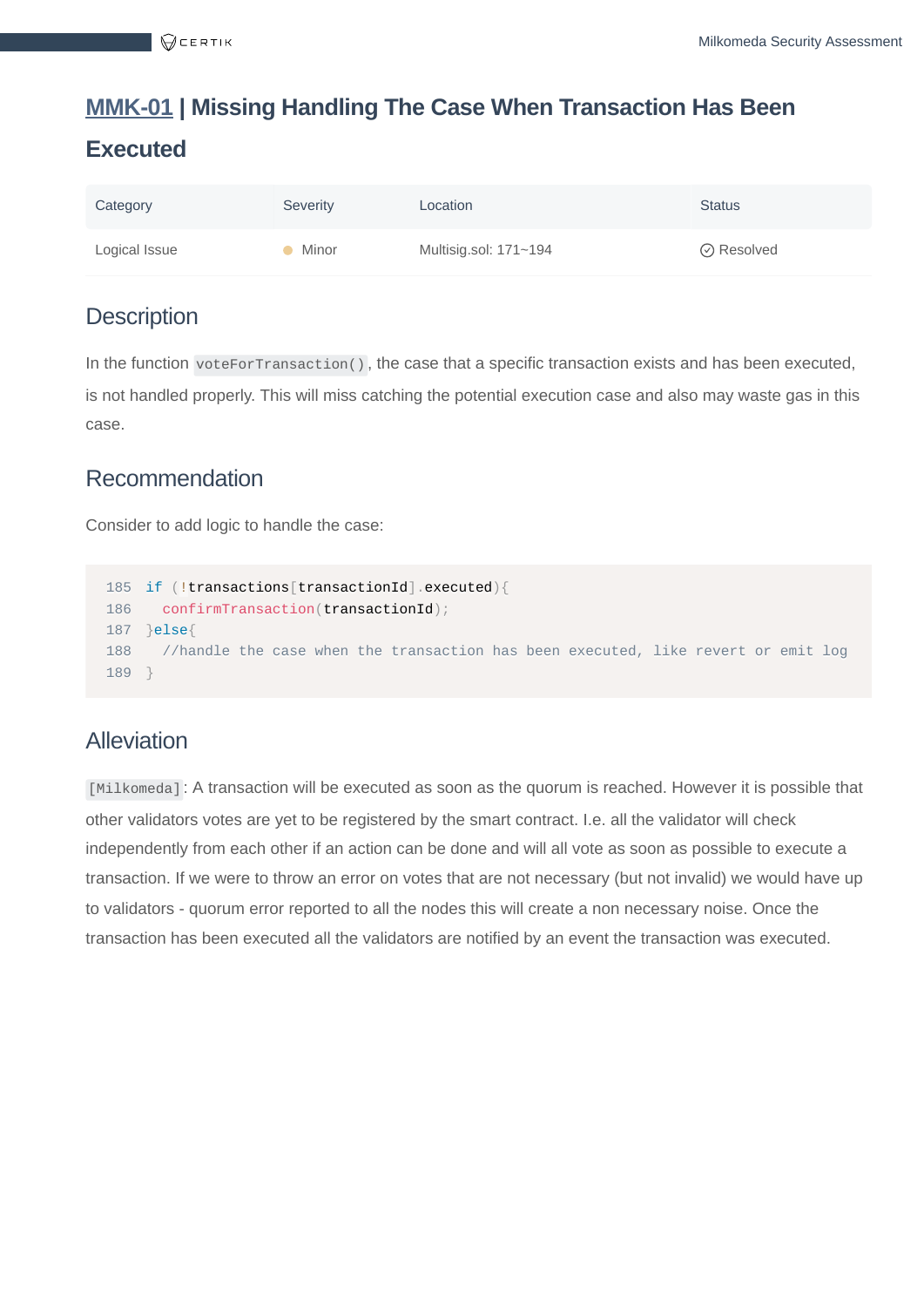# MMK-01 | Missing Handling The Case When Transaction Has Been Executed

| Category | Severity | Location | Status |
| --- | --- | --- | --- |
| Logical Issue | Minor | Multisig.sol: 171~194 | Resolved |

## Description

In the function `voteForTransaction()`, the case that a specific transaction exists and has been executed, is not handled properly. This will miss catching the potential execution case and also may waste gas in this case.

## Recommendation

Consider to add logic to handle the case:

```
185  if (!transactions[transactionId].executed){
186    confirmTransaction(transactionId);
187  }else{
188    //handle the case when the transaction has been executed, like revert or emit log
189  }
```

## Alleviation

`[Milkomeda]`: A transaction will be executed as soon as the quorum is reached. However it is possible that other validators votes are yet to be registered by the smart contract. I.e. all the validator will check independently from each other if an action can be done and will all vote as soon as possible to execute a transaction. If we were to throw an error on votes that are not necessary (but not invalid) we would have up to validators - quorum error reported to all the nodes this will create a non necessary noise. Once the transaction has been executed all the validators are notified by an event the transaction was executed.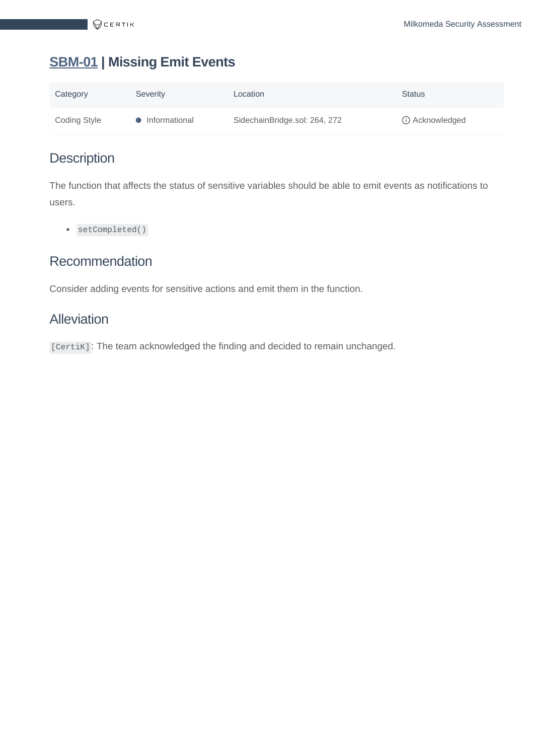## SBM-01 | Missing Emit Events

| Category | Severity | Location | Status |
| --- | --- | --- | --- |
| Coding Style | Informational | SidechainBridge.sol: 264, 272 | Acknowledged |

### Description

The function that affects the status of sensitive variables should be able to emit events as notifications to users.

- `setCompleted()`

### Recommendation

Consider adding events for sensitive actions and emit them in the function.

### Alleviation

`[CertiK]`: The team acknowledged the finding and decided to remain unchanged.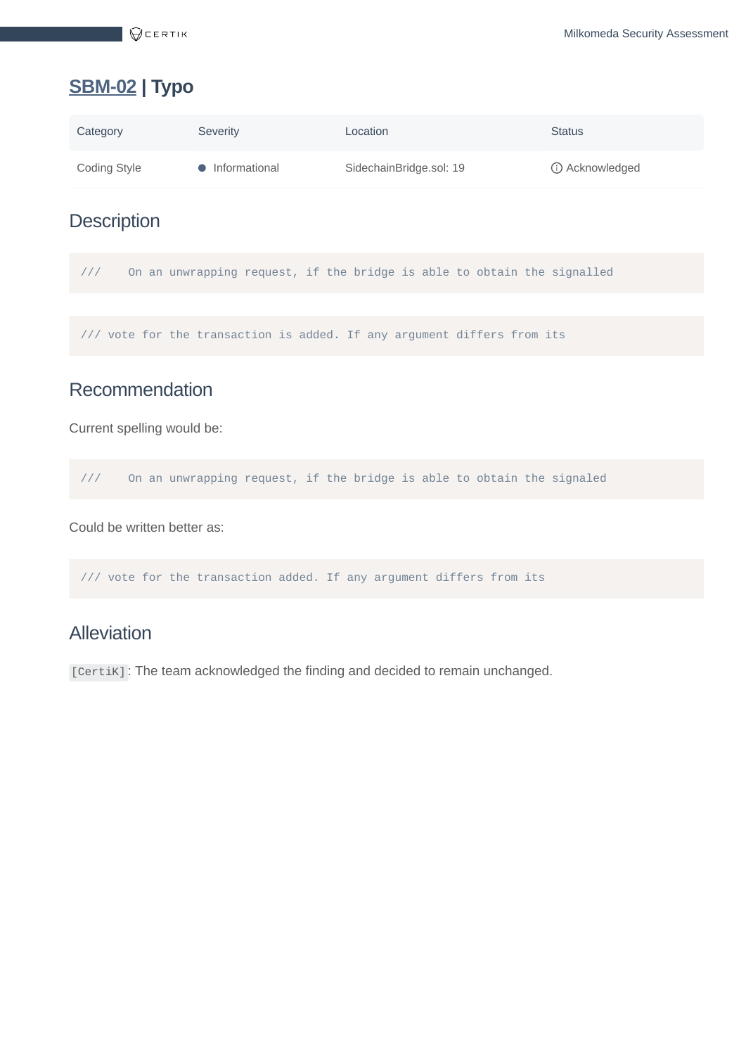## SBM-02 | Typo

| Category | Severity | Location | Status |
|---|---|---|---|
| Coding Style | Informational | SidechainBridge.sol: 19 | Acknowledged |

### Description

```
///    On an unwrapping request, if the bridge is able to obtain the signalled
```

```
/// vote for the transaction is added. If any argument differs from its
```

### Recommendation

Current spelling would be:

```
///    On an unwrapping request, if the bridge is able to obtain the signaled
```

Could be written better as:

```
/// vote for the transaction added. If any argument differs from its
```

### Alleviation

`[CertiK]`: The team acknowledged the finding and decided to remain unchanged.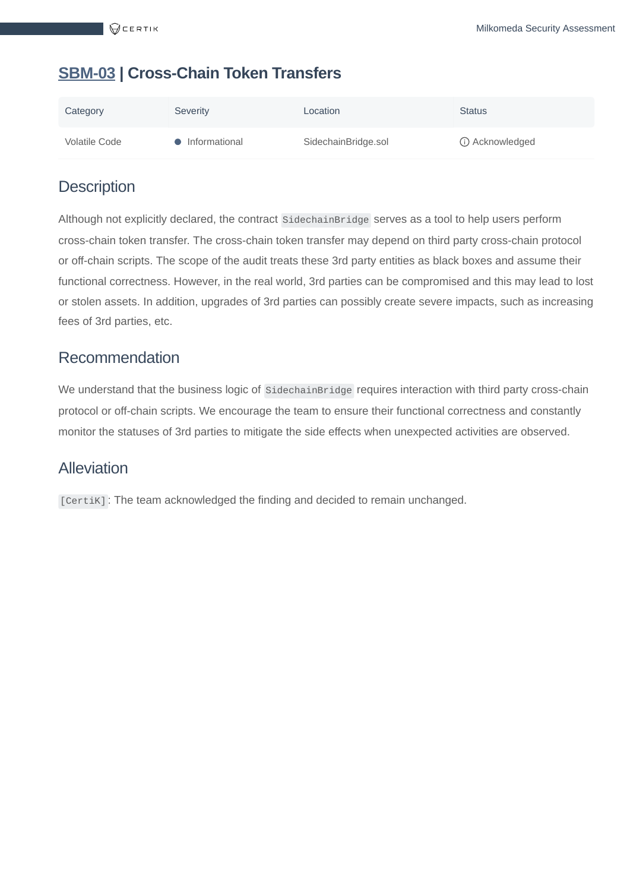## SBM-03 | Cross-Chain Token Transfers

| Category | Severity | Location | Status |
|---|---|---|---|
| Volatile Code | ● Informational | SidechainBridge.sol | ⓘ Acknowledged |

### Description

Although not explicitly declared, the contract `SidechainBridge` serves as a tool to help users perform cross-chain token transfer. The cross-chain token transfer may depend on third party cross-chain protocol or off-chain scripts. The scope of the audit treats these 3rd party entities as black boxes and assume their functional correctness. However, in the real world, 3rd parties can be compromised and this may lead to lost or stolen assets. In addition, upgrades of 3rd parties can possibly create severe impacts, such as increasing fees of 3rd parties, etc.

### Recommendation

We understand that the business logic of `SidechainBridge` requires interaction with third party cross-chain protocol or off-chain scripts. We encourage the team to ensure their functional correctness and constantly monitor the statuses of 3rd parties to mitigate the side effects when unexpected activities are observed.

### Alleviation

`[CertiK]`: The team acknowledged the finding and decided to remain unchanged.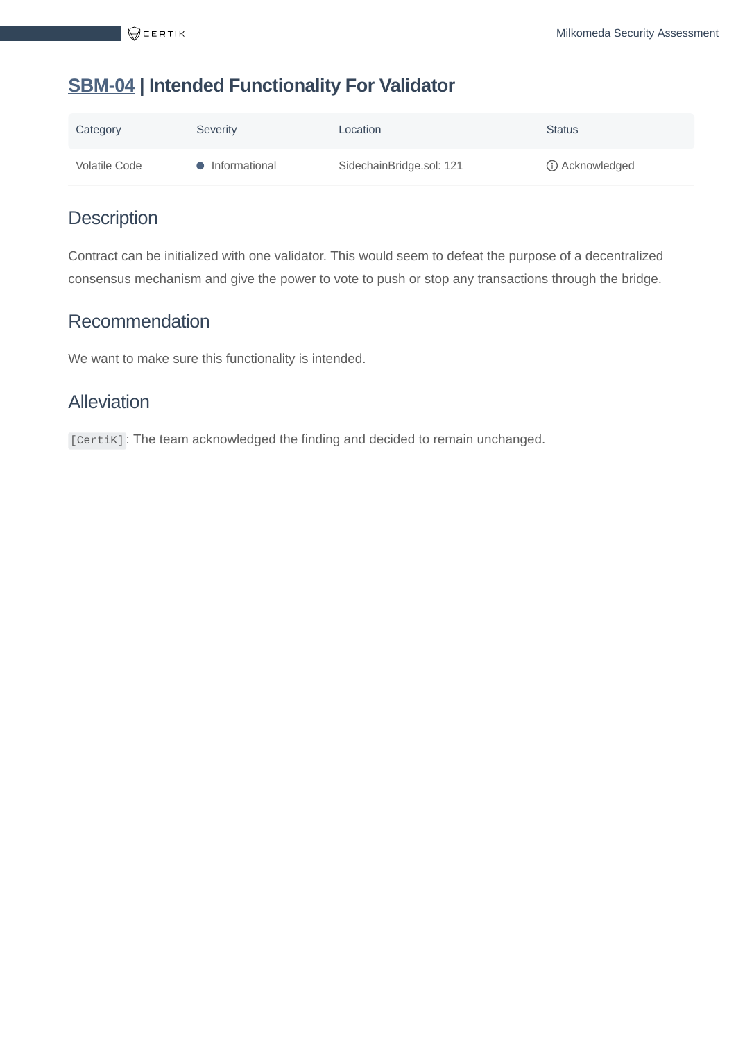## SBM-04 | Intended Functionality For Validator

| Category | Severity | Location | Status |
| --- | --- | --- | --- |
| Volatile Code | Informational | SidechainBridge.sol: 121 | Acknowledged |

### Description

Contract can be initialized with one validator. This would seem to defeat the purpose of a decentralized consensus mechanism and give the power to vote to push or stop any transactions through the bridge.

### Recommendation

We want to make sure this functionality is intended.

### Alleviation

`[CertiK]`: The team acknowledged the finding and decided to remain unchanged.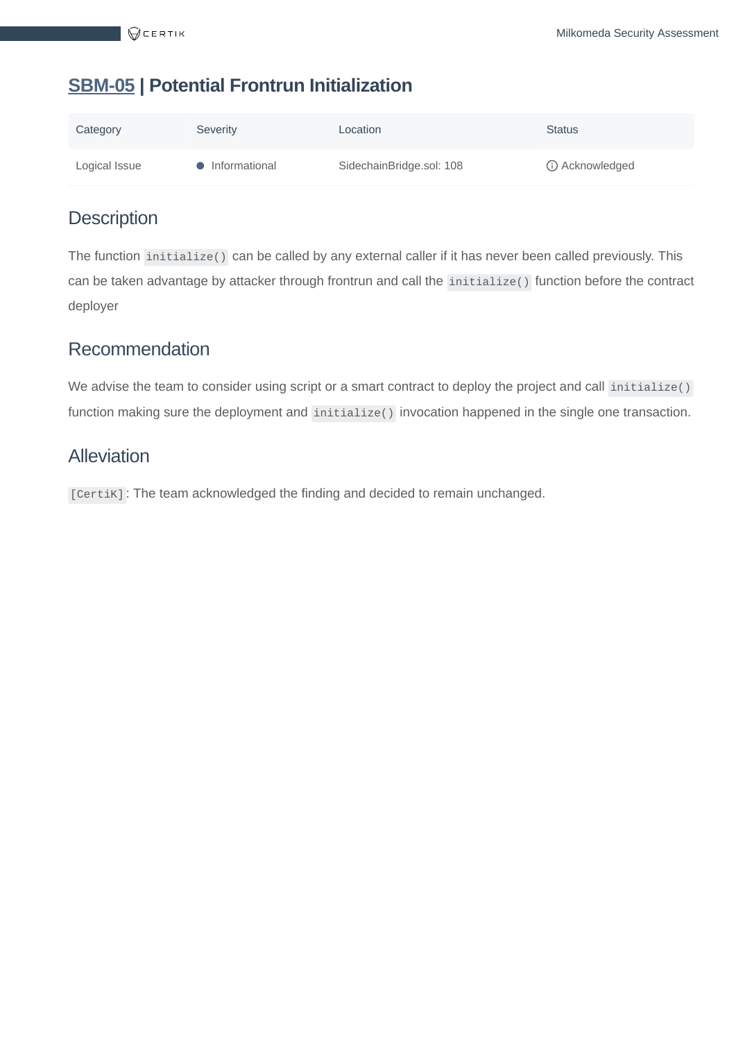## SBM-05 | Potential Frontrun Initialization

| Category | Severity | Location | Status |
|---|---|---|---|
| Logical Issue | Informational | SidechainBridge.sol: 108 | Acknowledged |

### Description

The function `initialize()` can be called by any external caller if it has never been called previously. This can be taken advantage by attacker through frontrun and call the `initialize()` function before the contract deployer

### Recommendation

We advise the team to consider using script or a smart contract to deploy the project and call `initialize()` function making sure the deployment and `initialize()` invocation happened in the single one transaction.

### Alleviation

`[CertiK]`: The team acknowledged the finding and decided to remain unchanged.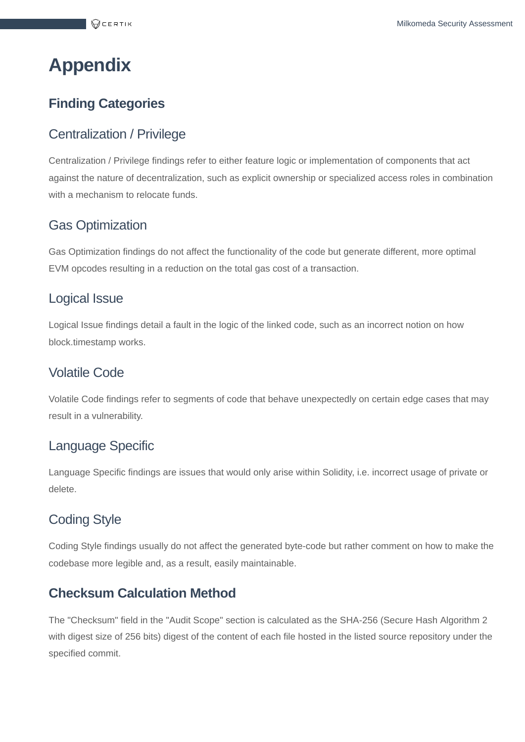# Appendix

## Finding Categories

### Centralization / Privilege

Centralization / Privilege findings refer to either feature logic or implementation of components that act against the nature of decentralization, such as explicit ownership or specialized access roles in combination with a mechanism to relocate funds.

### Gas Optimization

Gas Optimization findings do not affect the functionality of the code but generate different, more optimal EVM opcodes resulting in a reduction on the total gas cost of a transaction.

### Logical Issue

Logical Issue findings detail a fault in the logic of the linked code, such as an incorrect notion on how block.timestamp works.

### Volatile Code

Volatile Code findings refer to segments of code that behave unexpectedly on certain edge cases that may result in a vulnerability.

### Language Specific

Language Specific findings are issues that would only arise within Solidity, i.e. incorrect usage of private or delete.

### Coding Style

Coding Style findings usually do not affect the generated byte-code but rather comment on how to make the codebase more legible and, as a result, easily maintainable.

## Checksum Calculation Method

The "Checksum" field in the "Audit Scope" section is calculated as the SHA-256 (Secure Hash Algorithm 2 with digest size of 256 bits) digest of the content of each file hosted in the listed source repository under the specified commit.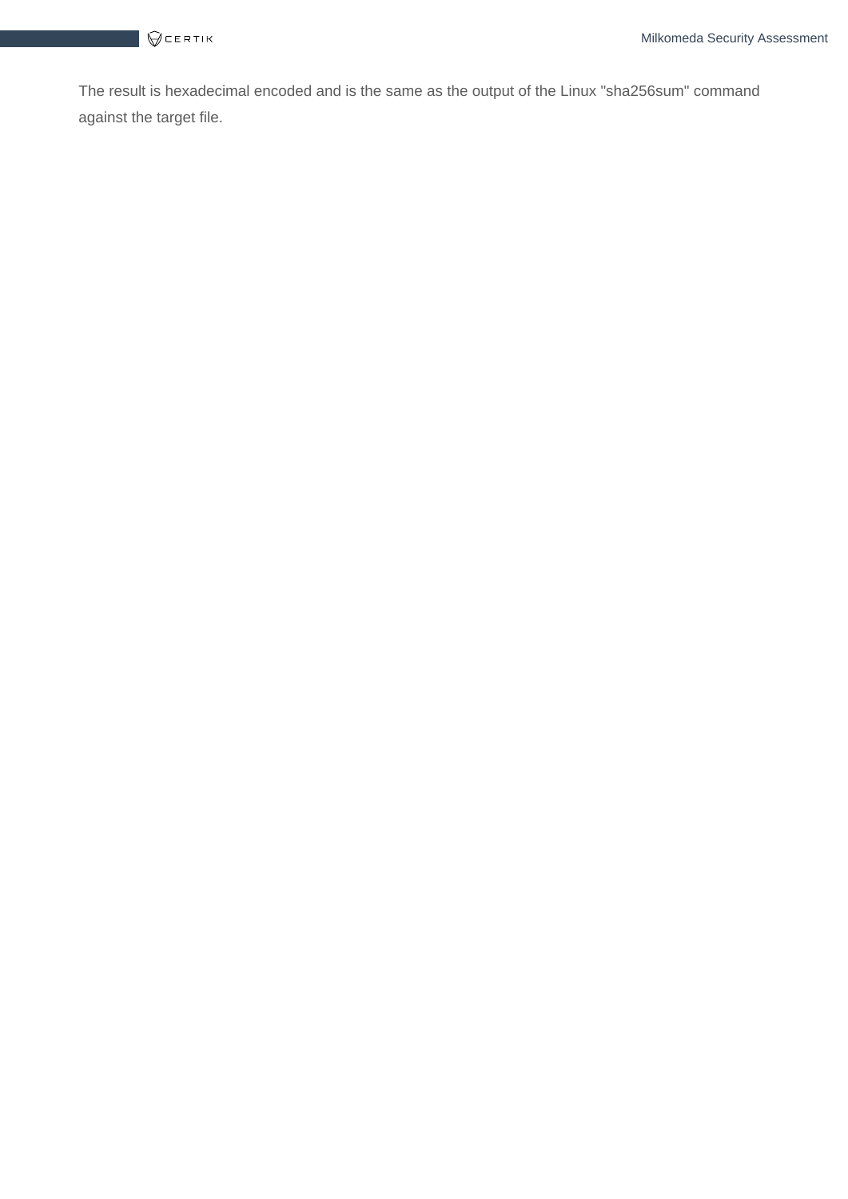The result is hexadecimal encoded and is the same as the output of the Linux "sha256sum" command against the target file.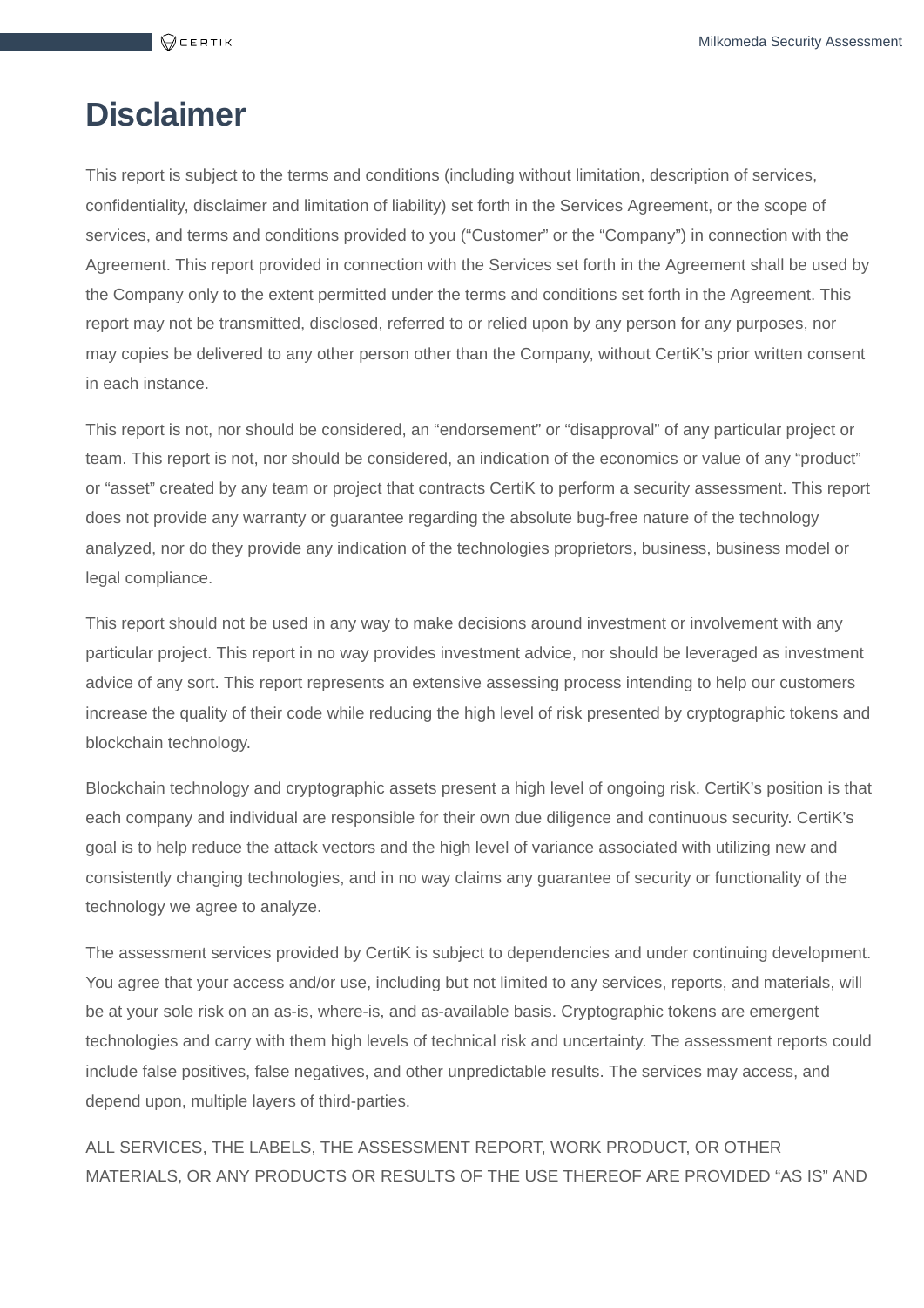# Disclaimer

This report is subject to the terms and conditions (including without limitation, description of services, confidentiality, disclaimer and limitation of liability) set forth in the Services Agreement, or the scope of services, and terms and conditions provided to you (“Customer” or the “Company”) in connection with the Agreement. This report provided in connection with the Services set forth in the Agreement shall be used by the Company only to the extent permitted under the terms and conditions set forth in the Agreement. This report may not be transmitted, disclosed, referred to or relied upon by any person for any purposes, nor may copies be delivered to any other person other than the Company, without CertiK’s prior written consent in each instance.

This report is not, nor should be considered, an “endorsement” or “disapproval” of any particular project or team. This report is not, nor should be considered, an indication of the economics or value of any “product” or “asset” created by any team or project that contracts CertiK to perform a security assessment. This report does not provide any warranty or guarantee regarding the absolute bug-free nature of the technology analyzed, nor do they provide any indication of the technologies proprietors, business, business model or legal compliance.

This report should not be used in any way to make decisions around investment or involvement with any particular project. This report in no way provides investment advice, nor should be leveraged as investment advice of any sort. This report represents an extensive assessing process intending to help our customers increase the quality of their code while reducing the high level of risk presented by cryptographic tokens and blockchain technology.

Blockchain technology and cryptographic assets present a high level of ongoing risk. CertiK’s position is that each company and individual are responsible for their own due diligence and continuous security. CertiK’s goal is to help reduce the attack vectors and the high level of variance associated with utilizing new and consistently changing technologies, and in no way claims any guarantee of security or functionality of the technology we agree to analyze.

The assessment services provided by CertiK is subject to dependencies and under continuing development. You agree that your access and/or use, including but not limited to any services, reports, and materials, will be at your sole risk on an as-is, where-is, and as-available basis. Cryptographic tokens are emergent technologies and carry with them high levels of technical risk and uncertainty. The assessment reports could include false positives, false negatives, and other unpredictable results. The services may access, and depend upon, multiple layers of third-parties.

ALL SERVICES, THE LABELS, THE ASSESSMENT REPORT, WORK PRODUCT, OR OTHER MATERIALS, OR ANY PRODUCTS OR RESULTS OF THE USE THEREOF ARE PROVIDED “AS IS” AND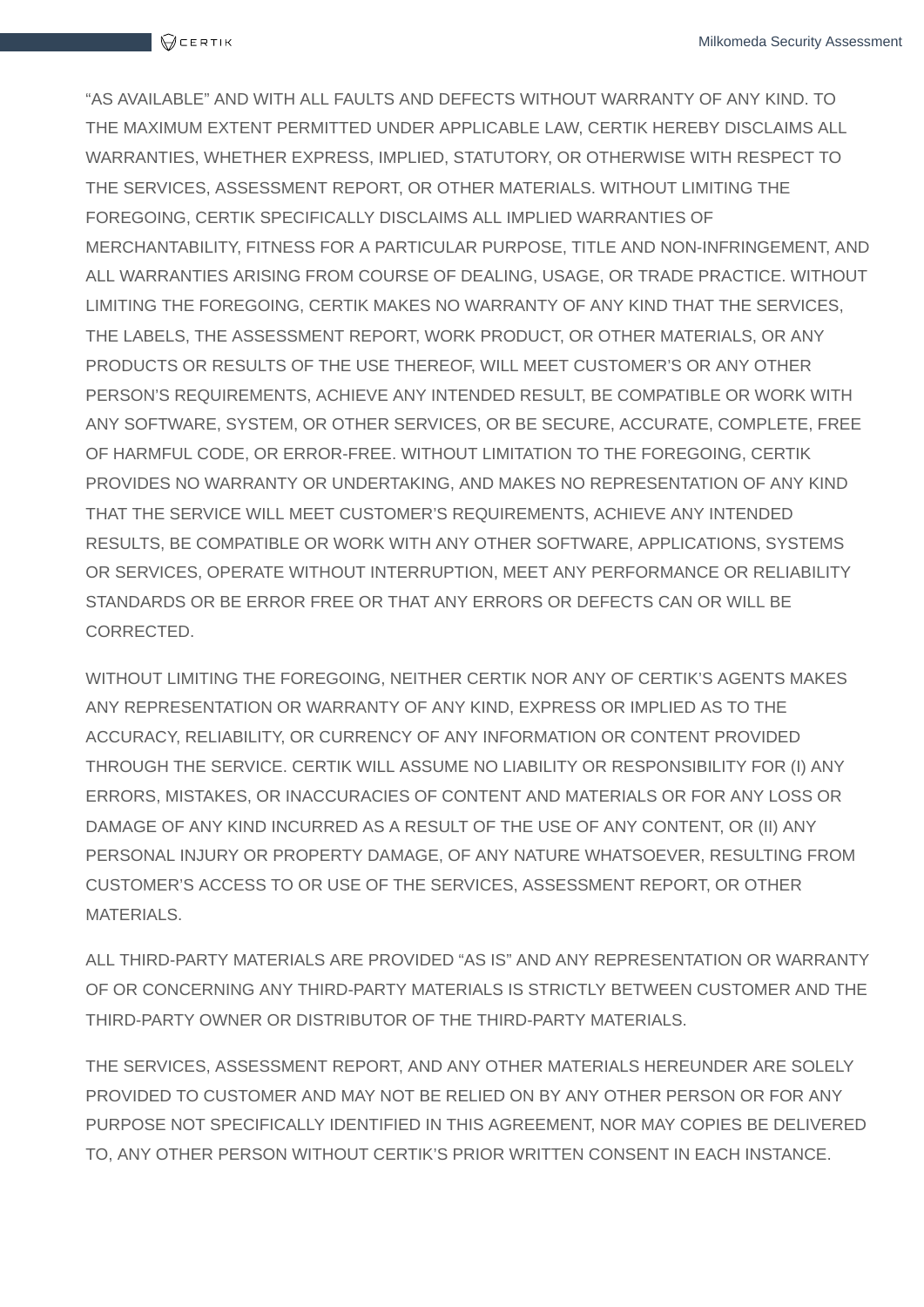“AS AVAILABLE” AND WITH ALL FAULTS AND DEFECTS WITHOUT WARRANTY OF ANY KIND. TO THE MAXIMUM EXTENT PERMITTED UNDER APPLICABLE LAW, CERTIK HEREBY DISCLAIMS ALL WARRANTIES, WHETHER EXPRESS, IMPLIED, STATUTORY, OR OTHERWISE WITH RESPECT TO THE SERVICES, ASSESSMENT REPORT, OR OTHER MATERIALS. WITHOUT LIMITING THE FOREGOING, CERTIK SPECIFICALLY DISCLAIMS ALL IMPLIED WARRANTIES OF MERCHANTABILITY, FITNESS FOR A PARTICULAR PURPOSE, TITLE AND NON-INFRINGEMENT, AND ALL WARRANTIES ARISING FROM COURSE OF DEALING, USAGE, OR TRADE PRACTICE. WITHOUT LIMITING THE FOREGOING, CERTIK MAKES NO WARRANTY OF ANY KIND THAT THE SERVICES, THE LABELS, THE ASSESSMENT REPORT, WORK PRODUCT, OR OTHER MATERIALS, OR ANY PRODUCTS OR RESULTS OF THE USE THEREOF, WILL MEET CUSTOMER’S OR ANY OTHER PERSON’S REQUIREMENTS, ACHIEVE ANY INTENDED RESULT, BE COMPATIBLE OR WORK WITH ANY SOFTWARE, SYSTEM, OR OTHER SERVICES, OR BE SECURE, ACCURATE, COMPLETE, FREE OF HARMFUL CODE, OR ERROR-FREE. WITHOUT LIMITATION TO THE FOREGOING, CERTIK PROVIDES NO WARRANTY OR UNDERTAKING, AND MAKES NO REPRESENTATION OF ANY KIND THAT THE SERVICE WILL MEET CUSTOMER’S REQUIREMENTS, ACHIEVE ANY INTENDED RESULTS, BE COMPATIBLE OR WORK WITH ANY OTHER SOFTWARE, APPLICATIONS, SYSTEMS OR SERVICES, OPERATE WITHOUT INTERRUPTION, MEET ANY PERFORMANCE OR RELIABILITY STANDARDS OR BE ERROR FREE OR THAT ANY ERRORS OR DEFECTS CAN OR WILL BE CORRECTED.

WITHOUT LIMITING THE FOREGOING, NEITHER CERTIK NOR ANY OF CERTIK’S AGENTS MAKES ANY REPRESENTATION OR WARRANTY OF ANY KIND, EXPRESS OR IMPLIED AS TO THE ACCURACY, RELIABILITY, OR CURRENCY OF ANY INFORMATION OR CONTENT PROVIDED THROUGH THE SERVICE. CERTIK WILL ASSUME NO LIABILITY OR RESPONSIBILITY FOR (I) ANY ERRORS, MISTAKES, OR INACCURACIES OF CONTENT AND MATERIALS OR FOR ANY LOSS OR DAMAGE OF ANY KIND INCURRED AS A RESULT OF THE USE OF ANY CONTENT, OR (II) ANY PERSONAL INJURY OR PROPERTY DAMAGE, OF ANY NATURE WHATSOEVER, RESULTING FROM CUSTOMER’S ACCESS TO OR USE OF THE SERVICES, ASSESSMENT REPORT, OR OTHER MATERIALS.

ALL THIRD-PARTY MATERIALS ARE PROVIDED “AS IS” AND ANY REPRESENTATION OR WARRANTY OF OR CONCERNING ANY THIRD-PARTY MATERIALS IS STRICTLY BETWEEN CUSTOMER AND THE THIRD-PARTY OWNER OR DISTRIBUTOR OF THE THIRD-PARTY MATERIALS.

THE SERVICES, ASSESSMENT REPORT, AND ANY OTHER MATERIALS HEREUNDER ARE SOLELY PROVIDED TO CUSTOMER AND MAY NOT BE RELIED ON BY ANY OTHER PERSON OR FOR ANY PURPOSE NOT SPECIFICALLY IDENTIFIED IN THIS AGREEMENT, NOR MAY COPIES BE DELIVERED TO, ANY OTHER PERSON WITHOUT CERTIK’S PRIOR WRITTEN CONSENT IN EACH INSTANCE.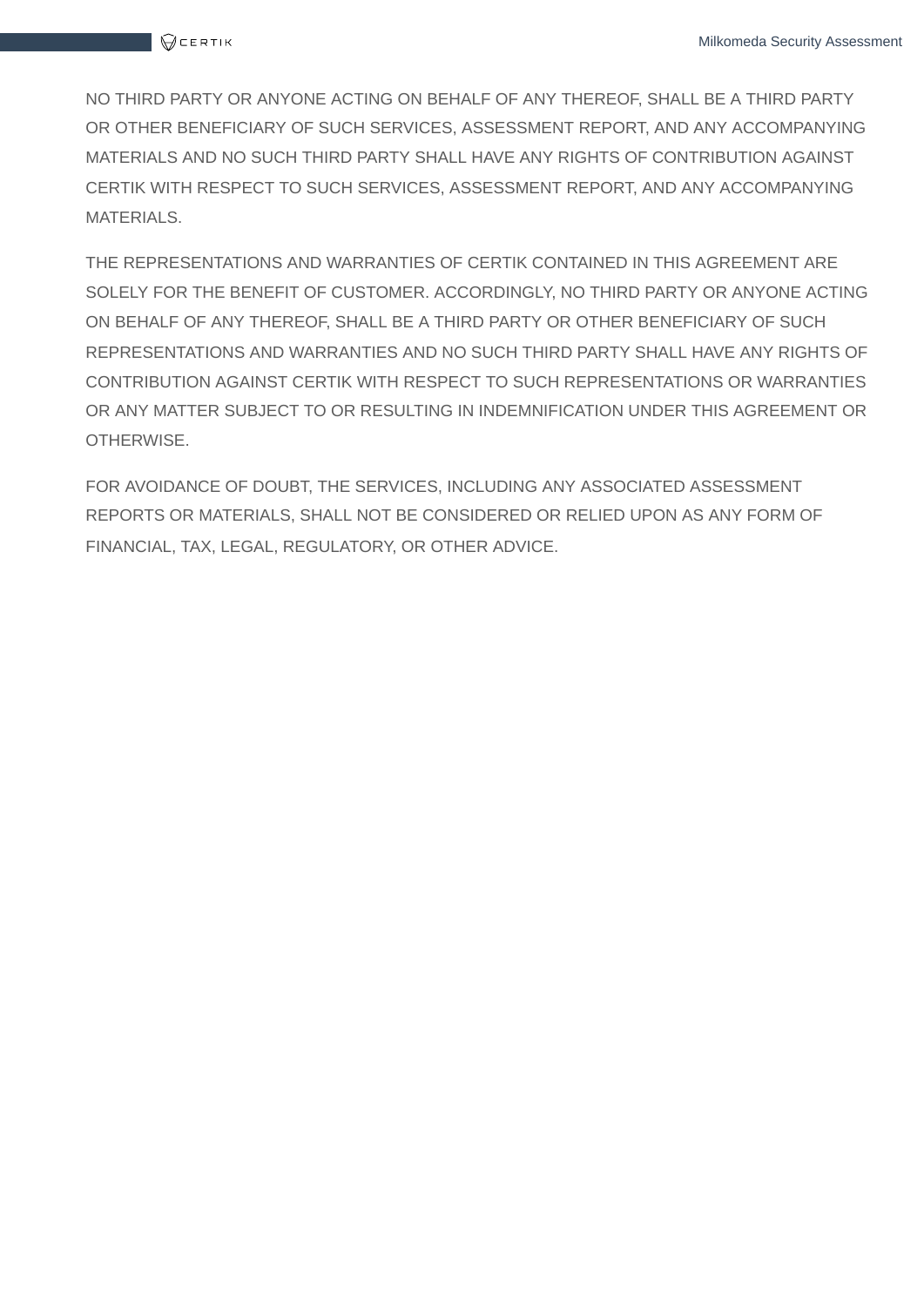NO THIRD PARTY OR ANYONE ACTING ON BEHALF OF ANY THEREOF, SHALL BE A THIRD PARTY OR OTHER BENEFICIARY OF SUCH SERVICES, ASSESSMENT REPORT, AND ANY ACCOMPANYING MATERIALS AND NO SUCH THIRD PARTY SHALL HAVE ANY RIGHTS OF CONTRIBUTION AGAINST CERTIK WITH RESPECT TO SUCH SERVICES, ASSESSMENT REPORT, AND ANY ACCOMPANYING MATERIALS.

THE REPRESENTATIONS AND WARRANTIES OF CERTIK CONTAINED IN THIS AGREEMENT ARE SOLELY FOR THE BENEFIT OF CUSTOMER. ACCORDINGLY, NO THIRD PARTY OR ANYONE ACTING ON BEHALF OF ANY THEREOF, SHALL BE A THIRD PARTY OR OTHER BENEFICIARY OF SUCH REPRESENTATIONS AND WARRANTIES AND NO SUCH THIRD PARTY SHALL HAVE ANY RIGHTS OF CONTRIBUTION AGAINST CERTIK WITH RESPECT TO SUCH REPRESENTATIONS OR WARRANTIES OR ANY MATTER SUBJECT TO OR RESULTING IN INDEMNIFICATION UNDER THIS AGREEMENT OR OTHERWISE.

FOR AVOIDANCE OF DOUBT, THE SERVICES, INCLUDING ANY ASSOCIATED ASSESSMENT REPORTS OR MATERIALS, SHALL NOT BE CONSIDERED OR RELIED UPON AS ANY FORM OF FINANCIAL, TAX, LEGAL, REGULATORY, OR OTHER ADVICE.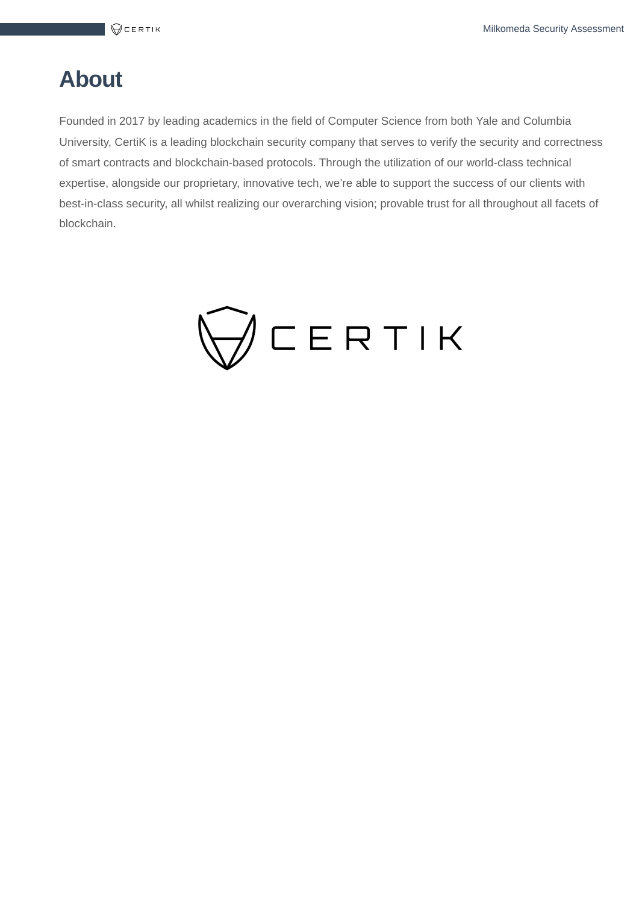# About

Founded in 2017 by leading academics in the field of Computer Science from both Yale and Columbia University, CertiK is a leading blockchain security company that serves to verify the security and correctness of smart contracts and blockchain-based protocols. Through the utilization of our world-class technical expertise, alongside our proprietary, innovative tech, we're able to support the success of our clients with best-in-class security, all whilst realizing our overarching vision; provable trust for all throughout all facets of blockchain.